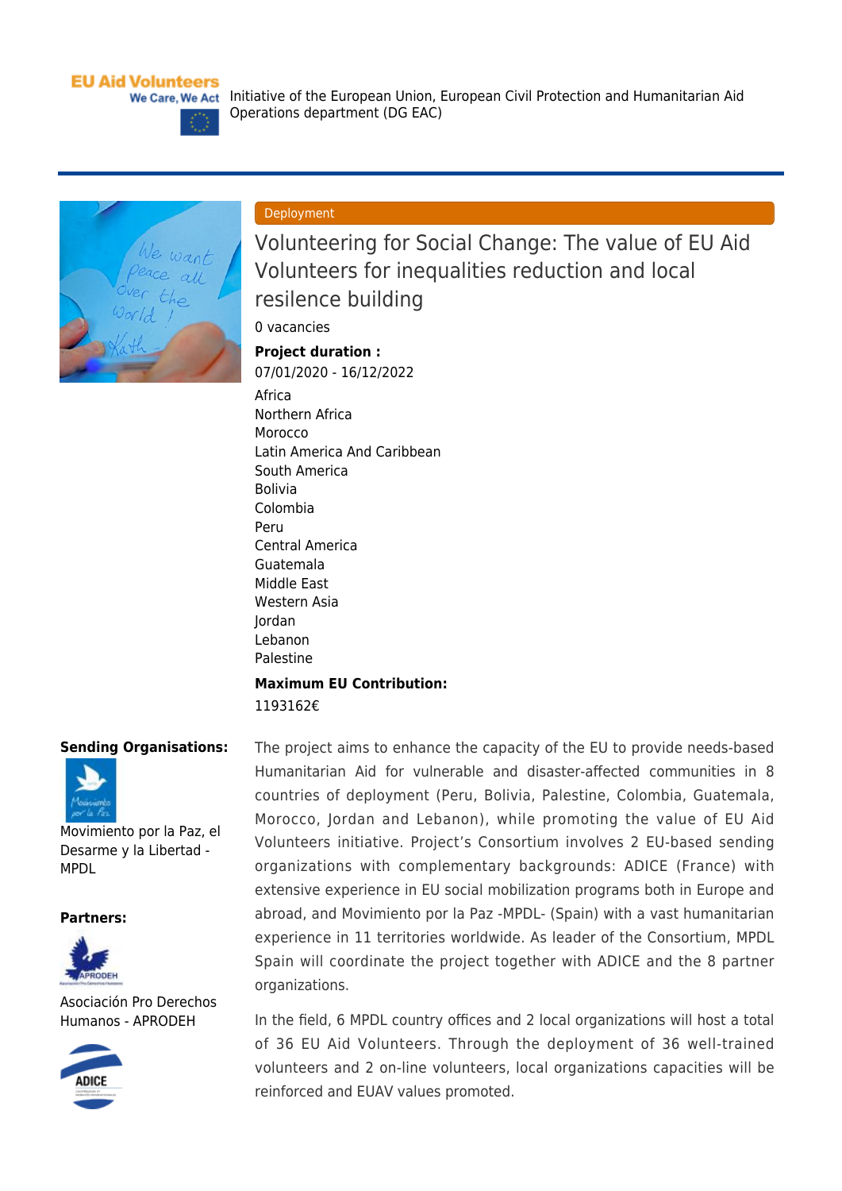EU Aid Volunteers
We Care, We Act

Initiative of the European Union, European Civil Protection and Humanitarian Aid Operations department (DG EAC)

Deployment

# Volunteering for Social Change: The value of EU Aid Volunteers for inequalities reduction and local resilience building

0 vacancies

**Project duration :**

07/01/2020 - 16/12/2022

Africa
Northern Africa
Morocco
Latin America And Caribbean
South America
Bolivia
Colombia
Peru
Central America
Guatemala
Middle East
Western Asia
Jordan
Lebanon
Palestine

**Maximum EU Contribution:**

1193162€

**Sending Organisations:**

Movimiento por la Paz, el Desarme y la Libertad - MPDL

**Partners:**

Asociación Pro Derechos Humanos - APRODEH

The project aims to enhance the capacity of the EU to provide needs-based Humanitarian Aid for vulnerable and disaster-affected communities in 8 countries of deployment (Peru, Bolivia, Palestine, Colombia, Guatemala, Morocco, Jordan and Lebanon), while promoting the value of EU Aid Volunteers initiative. Project's Consortium involves 2 EU-based sending organizations with complementary backgrounds: ADICE (France) with extensive experience in EU social mobilization programs both in Europe and abroad, and Movimiento por la Paz -MPDL- (Spain) with a vast humanitarian experience in 11 territories worldwide. As leader of the Consortium, MPDL Spain will coordinate the project together with ADICE and the 8 partner organizations.

In the field, 6 MPDL country offices and 2 local organizations will host a total of 36 EU Aid Volunteers. Through the deployment of 36 well-trained volunteers and 2 on-line volunteers, local organizations capacities will be reinforced and EUAV values promoted.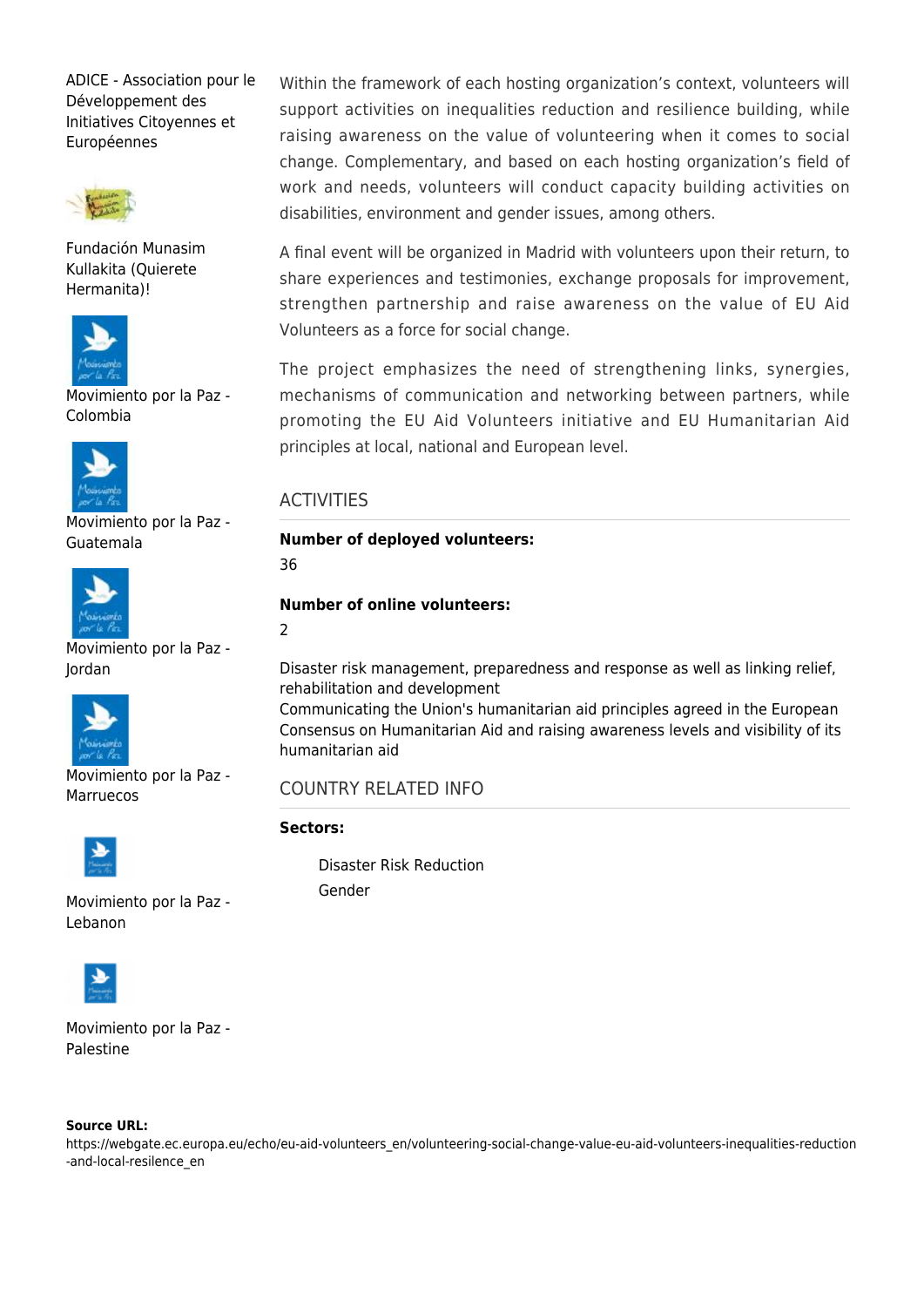ADICE - Association pour le Développement des Initiatives Citoyennes et Européennes

Fundación Munasim Kullakita (Quierete Hermanita)!

Movimiento por la Paz - Colombia

Movimiento por la Paz - Guatemala

Movimiento por la Paz - Jordan

Movimiento por la Paz - Marruecos

Movimiento por la Paz - Lebanon

Movimiento por la Paz - Palestine

Within the framework of each hosting organization's context, volunteers will support activities on inequalities reduction and resilience building, while raising awareness on the value of volunteering when it comes to social change. Complementary, and based on each hosting organization's field of work and needs, volunteers will conduct capacity building activities on disabilities, environment and gender issues, among others.

A final event will be organized in Madrid with volunteers upon their return, to share experiences and testimonies, exchange proposals for improvement, strengthen partnership and raise awareness on the value of EU Aid Volunteers as a force for social change.

The project emphasizes the need of strengthening links, synergies, mechanisms of communication and networking between partners, while promoting the EU Aid Volunteers initiative and EU Humanitarian Aid principles at local, national and European level.

## ACTIVITIES

**Number of deployed volunteers:**

36

**Number of online volunteers:**

2

Disaster risk management, preparedness and response as well as linking relief, rehabilitation and development
Communicating the Union's humanitarian aid principles agreed in the European Consensus on Humanitarian Aid and raising awareness levels and visibility of its humanitarian aid

## COUNTRY RELATED INFO

**Sectors:**

- Disaster Risk Reduction
- Gender

**Source URL:** https://webgate.ec.europa.eu/echo/eu-aid-volunteers_en/volunteering-social-change-value-eu-aid-volunteers-inequalities-reduction-and-local-resilience_en